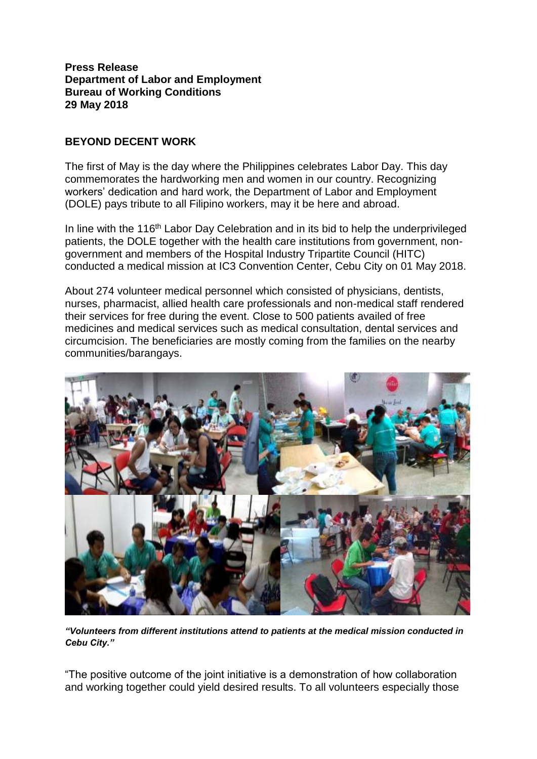**Press Release**
**Department of Labor and Employment**
**Bureau of Working Conditions**
**29 May 2018**

## BEYOND DECENT WORK

The first of May is the day where the Philippines celebrates Labor Day. This day commemorates the hardworking men and women in our country. Recognizing workers' dedication and hard work, the Department of Labor and Employment (DOLE) pays tribute to all Filipino workers, may it be here and abroad.

In line with the 116th Labor Day Celebration and in its bid to help the underprivileged patients, the DOLE together with the health care institutions from government, non-government and members of the Hospital Industry Tripartite Council (HITC) conducted a medical mission at IC3 Convention Center, Cebu City on 01 May 2018.

About 274 volunteer medical personnel which consisted of physicians, dentists, nurses, pharmacist, allied health care professionals and non-medical staff rendered their services for free during the event. Close to 500 patients availed of free medicines and medical services such as medical consultation, dental services and circumcision. The beneficiaries are mostly coming from the families on the nearby communities/barangays.

***"Volunteers from different institutions attend to patients at the medical mission conducted in Cebu City."***

"The positive outcome of the joint initiative is a demonstration of how collaboration and working together could yield desired results. To all volunteers especially those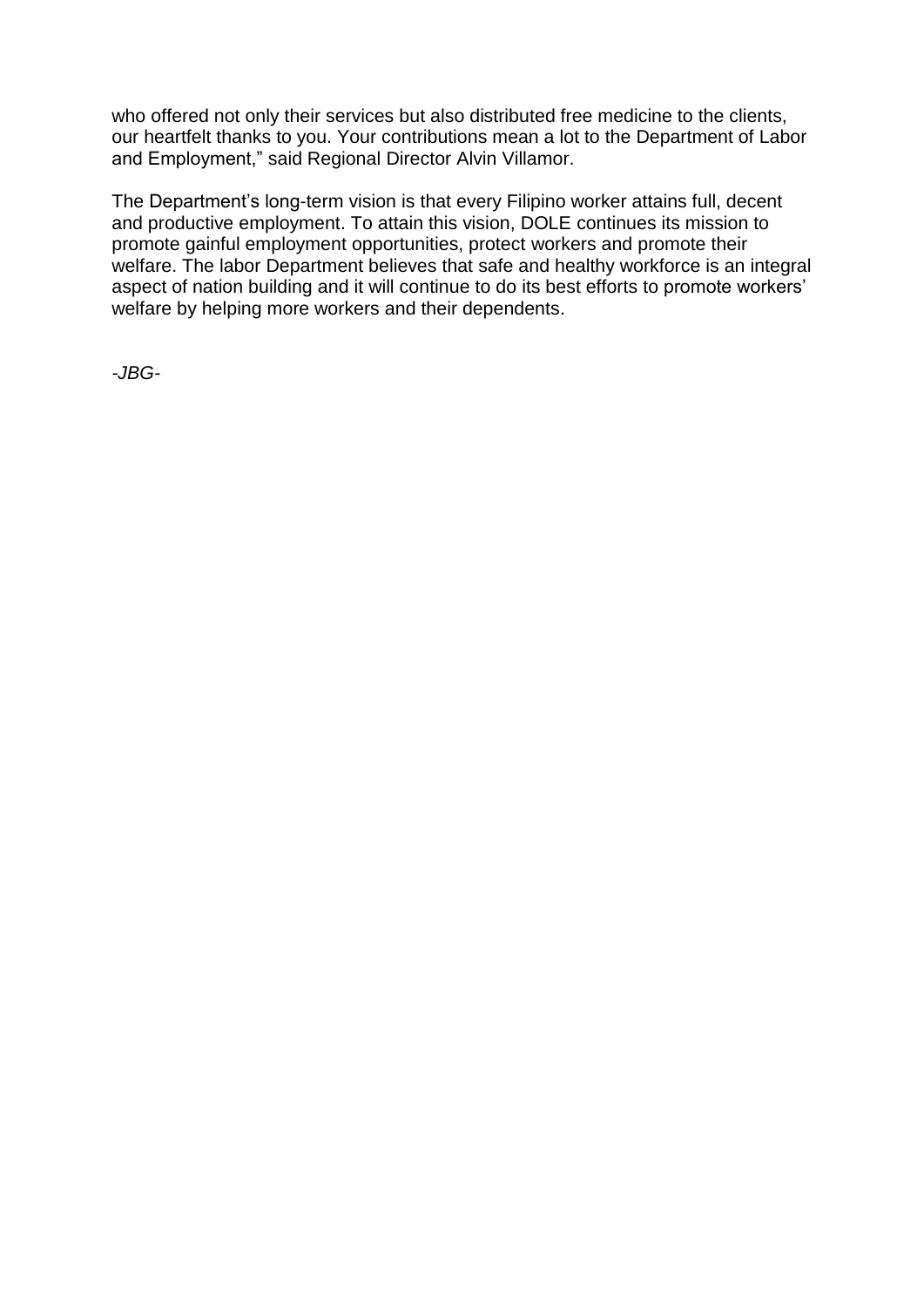who offered not only their services but also distributed free medicine to the clients, our heartfelt thanks to you. Your contributions mean a lot to the Department of Labor and Employment," said Regional Director Alvin Villamor.

The Department's long-term vision is that every Filipino worker attains full, decent and productive employment. To attain this vision, DOLE continues its mission to promote gainful employment opportunities, protect workers and promote their welfare. The labor Department believes that safe and healthy workforce is an integral aspect of nation building and it will continue to do its best efforts to promote workers' welfare by helping more workers and their dependents.

*-JBG-*